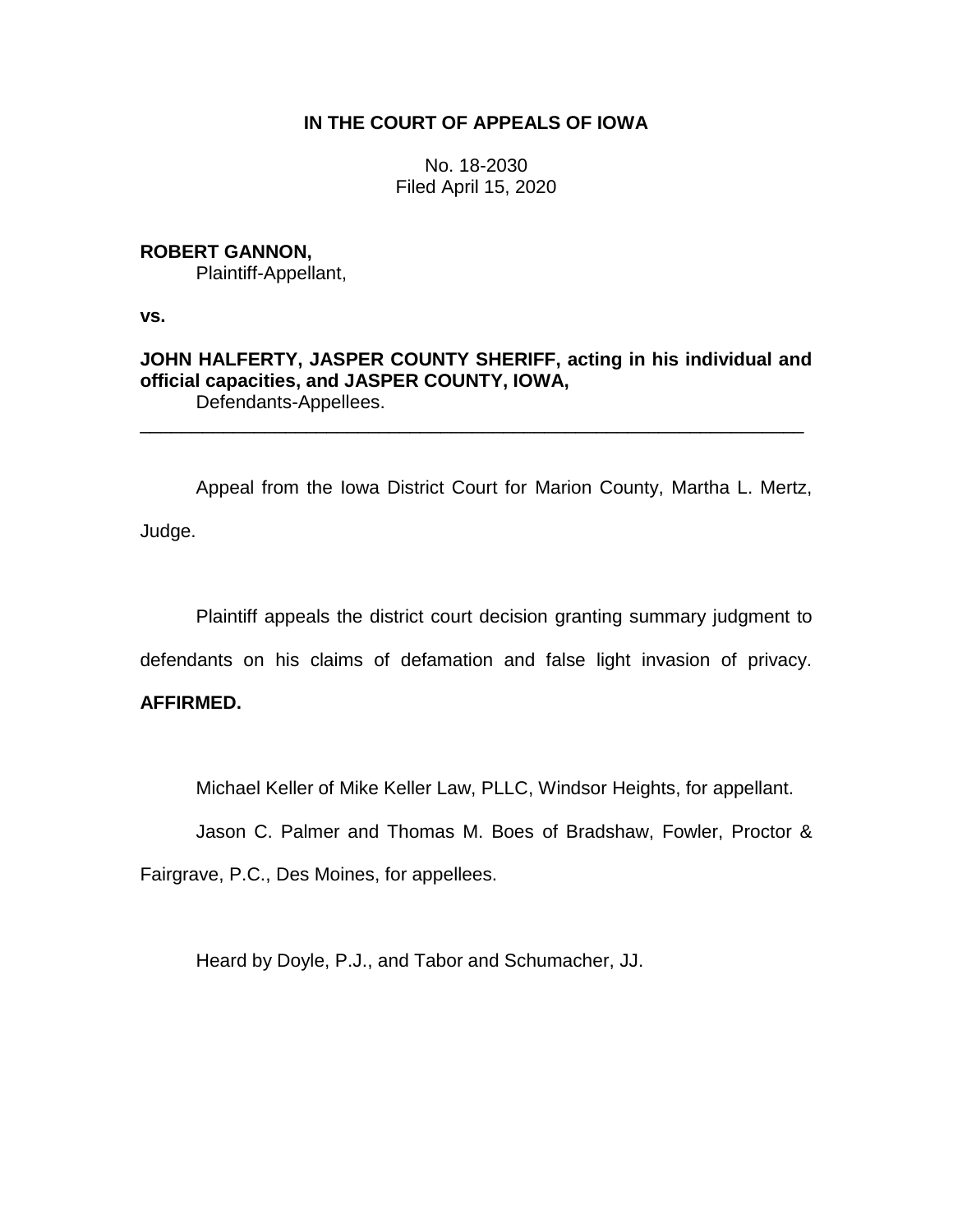**IN THE COURT OF APPEALS OF IOWA**

No. 18-2030
Filed April 15, 2020

**ROBERT GANNON,**
Plaintiff-Appellant,

**vs.**

**JOHN HALFERTY, JASPER COUNTY SHERIFF, acting in his individual and official capacities, and JASPER COUNTY, IOWA,**
Defendants-Appellees.

---

Appeal from the Iowa District Court for Marion County, Martha L. Mertz, Judge.

Plaintiff appeals the district court decision granting summary judgment to defendants on his claims of defamation and false light invasion of privacy. **AFFIRMED.**

Michael Keller of Mike Keller Law, PLLC, Windsor Heights, for appellant.

Jason C. Palmer and Thomas M. Boes of Bradshaw, Fowler, Proctor & Fairgrave, P.C., Des Moines, for appellees.

Heard by Doyle, P.J., and Tabor and Schumacher, JJ.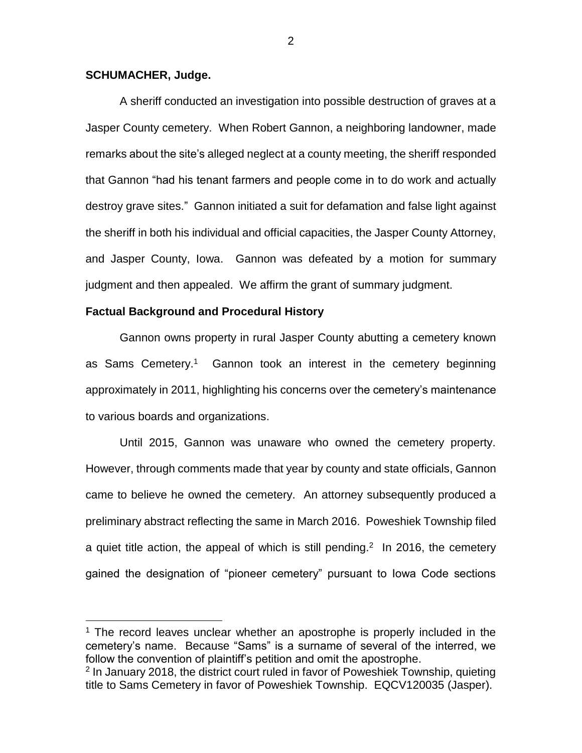**SCHUMACHER, Judge.**

A sheriff conducted an investigation into possible destruction of graves at a Jasper County cemetery. When Robert Gannon, a neighboring landowner, made remarks about the site's alleged neglect at a county meeting, the sheriff responded that Gannon "had his tenant farmers and people come in to do work and actually destroy grave sites." Gannon initiated a suit for defamation and false light against the sheriff in both his individual and official capacities, the Jasper County Attorney, and Jasper County, Iowa. Gannon was defeated by a motion for summary judgment and then appealed. We affirm the grant of summary judgment.

**Factual Background and Procedural History**

Gannon owns property in rural Jasper County abutting a cemetery known as Sams Cemetery.[1] Gannon took an interest in the cemetery beginning approximately in 2011, highlighting his concerns over the cemetery's maintenance to various boards and organizations.

Until 2015, Gannon was unaware who owned the cemetery property. However, through comments made that year by county and state officials, Gannon came to believe he owned the cemetery. An attorney subsequently produced a preliminary abstract reflecting the same in March 2016. Poweshiek Township filed a quiet title action, the appeal of which is still pending.[2] In 2016, the cemetery gained the designation of "pioneer cemetery" pursuant to Iowa Code sections

[1] The record leaves unclear whether an apostrophe is properly included in the cemetery's name. Because "Sams" is a surname of several of the interred, we follow the convention of plaintiff's petition and omit the apostrophe.

[2] In January 2018, the district court ruled in favor of Poweshiek Township, quieting title to Sams Cemetery in favor of Poweshiek Township. EQCV120035 (Jasper).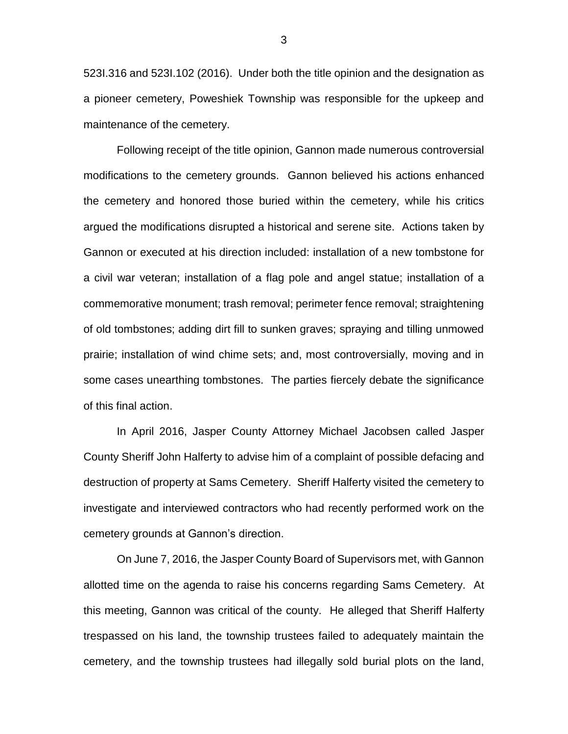523I.316 and 523I.102 (2016). Under both the title opinion and the designation as a pioneer cemetery, Poweshiek Township was responsible for the upkeep and maintenance of the cemetery.

Following receipt of the title opinion, Gannon made numerous controversial modifications to the cemetery grounds. Gannon believed his actions enhanced the cemetery and honored those buried within the cemetery, while his critics argued the modifications disrupted a historical and serene site. Actions taken by Gannon or executed at his direction included: installation of a new tombstone for a civil war veteran; installation of a flag pole and angel statue; installation of a commemorative monument; trash removal; perimeter fence removal; straightening of old tombstones; adding dirt fill to sunken graves; spraying and tilling unmowed prairie; installation of wind chime sets; and, most controversially, moving and in some cases unearthing tombstones. The parties fiercely debate the significance of this final action.

In April 2016, Jasper County Attorney Michael Jacobsen called Jasper County Sheriff John Halferty to advise him of a complaint of possible defacing and destruction of property at Sams Cemetery. Sheriff Halferty visited the cemetery to investigate and interviewed contractors who had recently performed work on the cemetery grounds at Gannon's direction.

On June 7, 2016, the Jasper County Board of Supervisors met, with Gannon allotted time on the agenda to raise his concerns regarding Sams Cemetery. At this meeting, Gannon was critical of the county. He alleged that Sheriff Halferty trespassed on his land, the township trustees failed to adequately maintain the cemetery, and the township trustees had illegally sold burial plots on the land,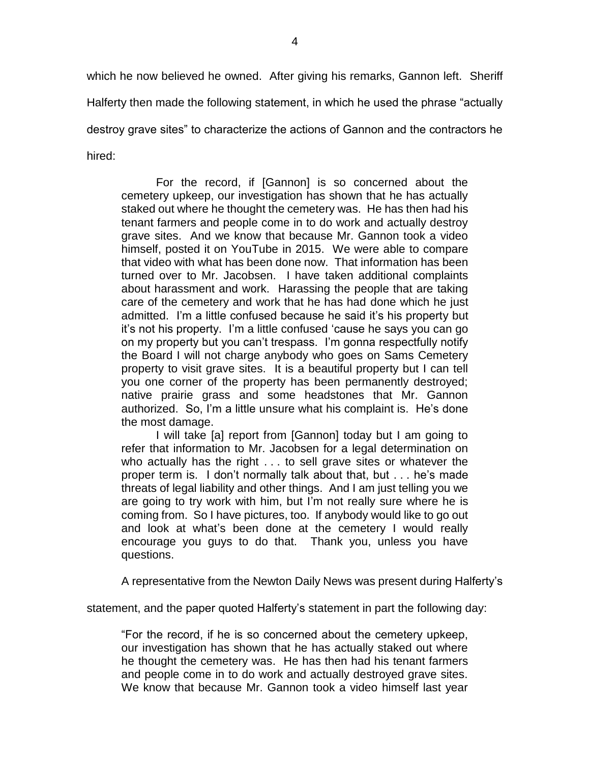which he now believed he owned. After giving his remarks, Gannon left. Sheriff Halferty then made the following statement, in which he used the phrase "actually destroy grave sites" to characterize the actions of Gannon and the contractors he hired:

> For the record, if [Gannon] is so concerned about the cemetery upkeep, our investigation has shown that he has actually staked out where he thought the cemetery was. He has then had his tenant farmers and people come in to do work and actually destroy grave sites. And we know that because Mr. Gannon took a video himself, posted it on YouTube in 2015. We were able to compare that video with what has been done now. That information has been turned over to Mr. Jacobsen. I have taken additional complaints about harassment and work. Harassing the people that are taking care of the cemetery and work that he has had done which he just admitted. I'm a little confused because he said it's his property but it's not his property. I'm a little confused 'cause he says you can go on my property but you can't trespass. I'm gonna respectfully notify the Board I will not charge anybody who goes on Sams Cemetery property to visit grave sites. It is a beautiful property but I can tell you one corner of the property has been permanently destroyed; native prairie grass and some headstones that Mr. Gannon authorized. So, I'm a little unsure what his complaint is. He's done the most damage.
>
> I will take [a] report from [Gannon] today but I am going to refer that information to Mr. Jacobsen for a legal determination on who actually has the right . . . to sell grave sites or whatever the proper term is. I don't normally talk about that, but . . . he's made threats of legal liability and other things. And I am just telling you we are going to try work with him, but I'm not really sure where he is coming from. So I have pictures, too. If anybody would like to go out and look at what's been done at the cemetery I would really encourage you guys to do that. Thank you, unless you have questions.

A representative from the Newton Daily News was present during Halferty's statement, and the paper quoted Halferty's statement in part the following day:

> "For the record, if he is so concerned about the cemetery upkeep, our investigation has shown that he has actually staked out where he thought the cemetery was. He has then had his tenant farmers and people come in to do work and actually destroyed grave sites. We know that because Mr. Gannon took a video himself last year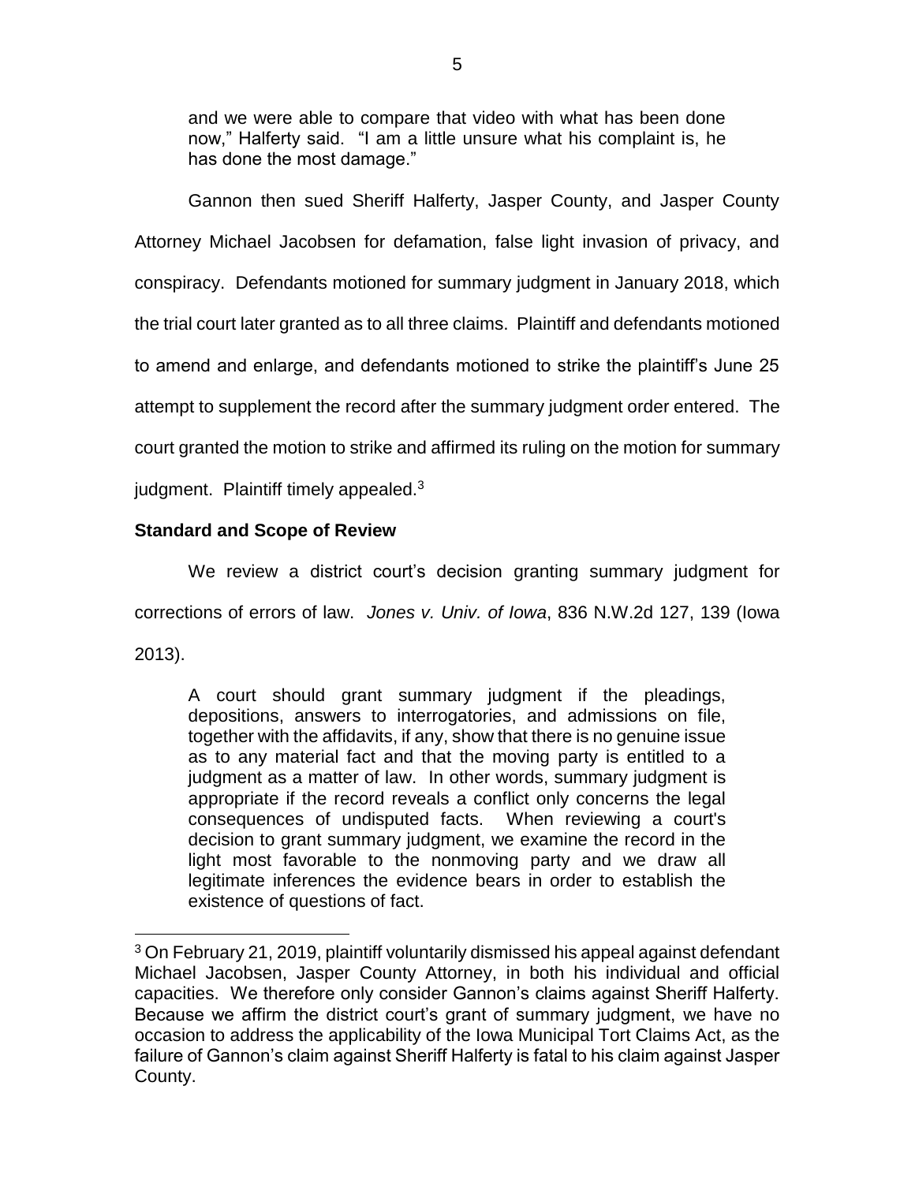and we were able to compare that video with what has been done now," Halferty said. "I am a little unsure what his complaint is, he has done the most damage."

Gannon then sued Sheriff Halferty, Jasper County, and Jasper County Attorney Michael Jacobsen for defamation, false light invasion of privacy, and conspiracy. Defendants motioned for summary judgment in January 2018, which the trial court later granted as to all three claims. Plaintiff and defendants motioned to amend and enlarge, and defendants motioned to strike the plaintiff's June 25 attempt to supplement the record after the summary judgment order entered. The court granted the motion to strike and affirmed its ruling on the motion for summary judgment. Plaintiff timely appealed.[3]

**Standard and Scope of Review**

We review a district court's decision granting summary judgment for corrections of errors of law. *Jones v. Univ. of Iowa*, 836 N.W.2d 127, 139 (Iowa 2013).

> A court should grant summary judgment if the pleadings, depositions, answers to interrogatories, and admissions on file, together with the affidavits, if any, show that there is no genuine issue as to any material fact and that the moving party is entitled to a judgment as a matter of law. In other words, summary judgment is appropriate if the record reveals a conflict only concerns the legal consequences of undisputed facts. When reviewing a court's decision to grant summary judgment, we examine the record in the light most favorable to the nonmoving party and we draw all legitimate inferences the evidence bears in order to establish the existence of questions of fact.

---

[3] On February 21, 2019, plaintiff voluntarily dismissed his appeal against defendant Michael Jacobsen, Jasper County Attorney, in both his individual and official capacities. We therefore only consider Gannon's claims against Sheriff Halferty. Because we affirm the district court's grant of summary judgment, we have no occasion to address the applicability of the Iowa Municipal Tort Claims Act, as the failure of Gannon's claim against Sheriff Halferty is fatal to his claim against Jasper County.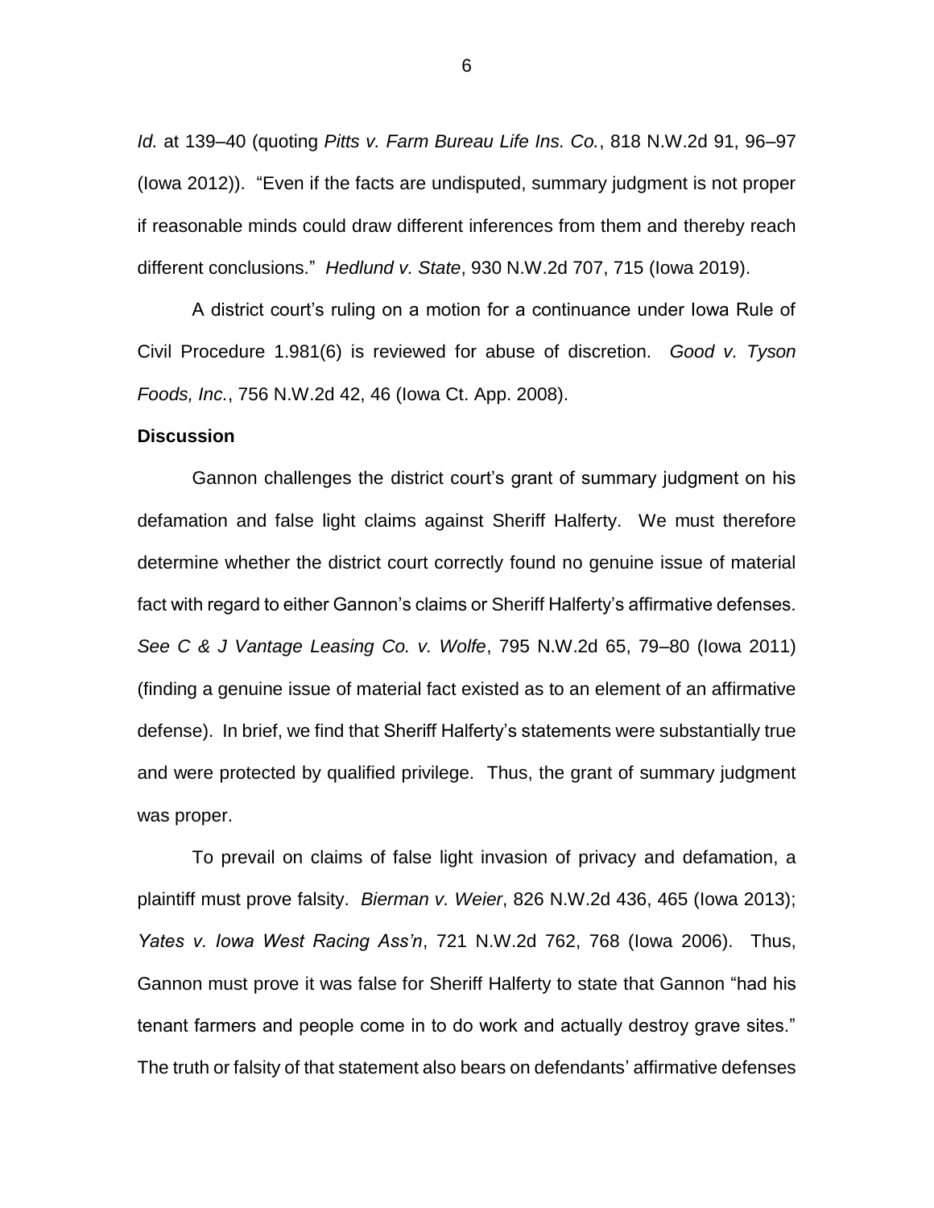*Id.* at 139–40 (quoting *Pitts v. Farm Bureau Life Ins. Co.*, 818 N.W.2d 91, 96–97 (Iowa 2012)). "Even if the facts are undisputed, summary judgment is not proper if reasonable minds could draw different inferences from them and thereby reach different conclusions." *Hedlund v. State*, 930 N.W.2d 707, 715 (Iowa 2019).

A district court's ruling on a motion for a continuance under Iowa Rule of Civil Procedure 1.981(6) is reviewed for abuse of discretion. *Good v. Tyson Foods, Inc.*, 756 N.W.2d 42, 46 (Iowa Ct. App. 2008).

**Discussion**

Gannon challenges the district court's grant of summary judgment on his defamation and false light claims against Sheriff Halferty. We must therefore determine whether the district court correctly found no genuine issue of material fact with regard to either Gannon's claims or Sheriff Halferty's affirmative defenses. *See C & J Vantage Leasing Co. v. Wolfe*, 795 N.W.2d 65, 79–80 (Iowa 2011) (finding a genuine issue of material fact existed as to an element of an affirmative defense). In brief, we find that Sheriff Halferty's statements were substantially true and were protected by qualified privilege. Thus, the grant of summary judgment was proper.

To prevail on claims of false light invasion of privacy and defamation, a plaintiff must prove falsity. *Bierman v. Weier*, 826 N.W.2d 436, 465 (Iowa 2013); *Yates v. Iowa West Racing Ass'n*, 721 N.W.2d 762, 768 (Iowa 2006). Thus, Gannon must prove it was false for Sheriff Halferty to state that Gannon "had his tenant farmers and people come in to do work and actually destroy grave sites." The truth or falsity of that statement also bears on defendants' affirmative defenses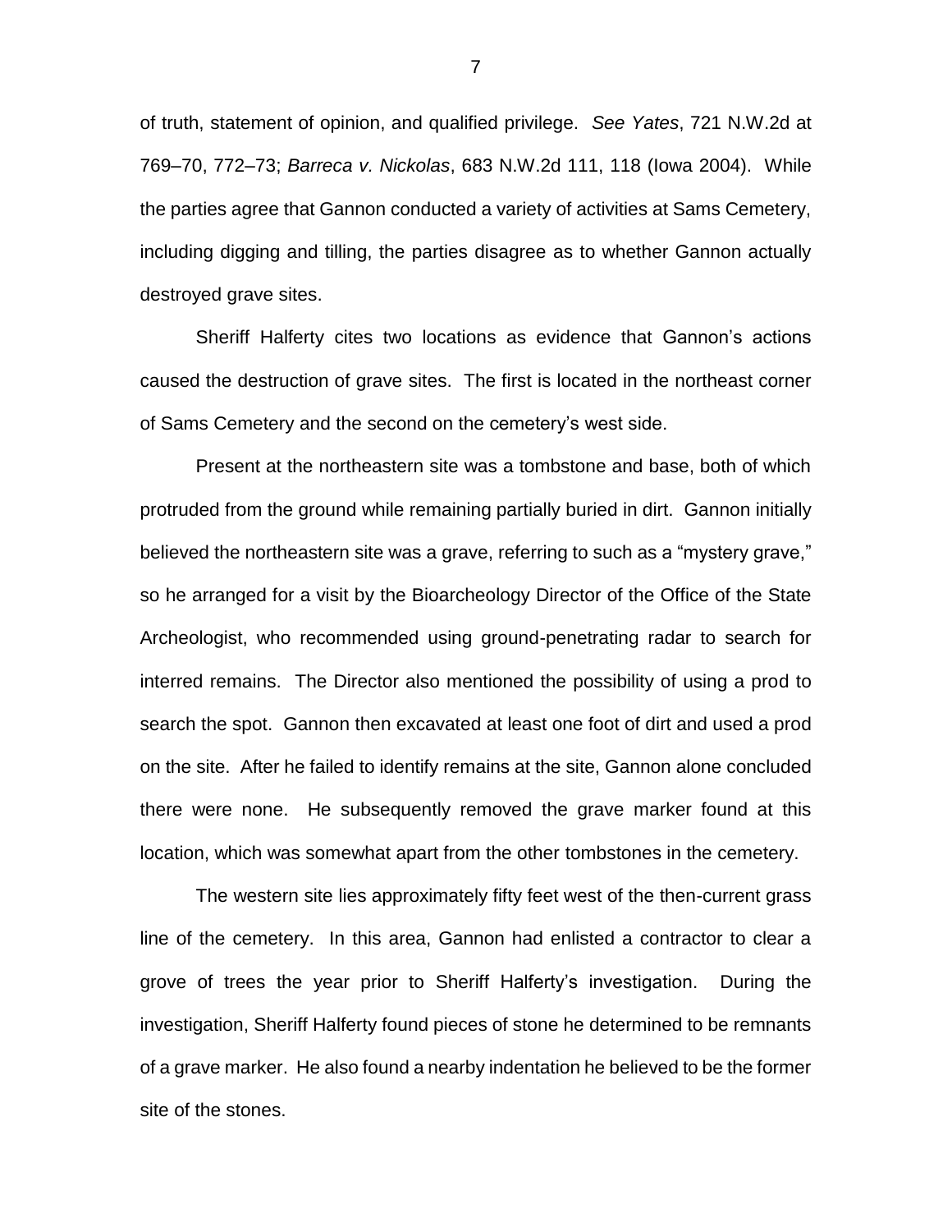of truth, statement of opinion, and qualified privilege. *See Yates*, 721 N.W.2d at 769–70, 772–73; *Barreca v. Nickolas*, 683 N.W.2d 111, 118 (Iowa 2004). While the parties agree that Gannon conducted a variety of activities at Sams Cemetery, including digging and tilling, the parties disagree as to whether Gannon actually destroyed grave sites.

Sheriff Halferty cites two locations as evidence that Gannon's actions caused the destruction of grave sites. The first is located in the northeast corner of Sams Cemetery and the second on the cemetery's west side.

Present at the northeastern site was a tombstone and base, both of which protruded from the ground while remaining partially buried in dirt. Gannon initially believed the northeastern site was a grave, referring to such as a "mystery grave," so he arranged for a visit by the Bioarcheology Director of the Office of the State Archeologist, who recommended using ground-penetrating radar to search for interred remains. The Director also mentioned the possibility of using a prod to search the spot. Gannon then excavated at least one foot of dirt and used a prod on the site. After he failed to identify remains at the site, Gannon alone concluded there were none. He subsequently removed the grave marker found at this location, which was somewhat apart from the other tombstones in the cemetery.

The western site lies approximately fifty feet west of the then-current grass line of the cemetery. In this area, Gannon had enlisted a contractor to clear a grove of trees the year prior to Sheriff Halferty's investigation. During the investigation, Sheriff Halferty found pieces of stone he determined to be remnants of a grave marker. He also found a nearby indentation he believed to be the former site of the stones.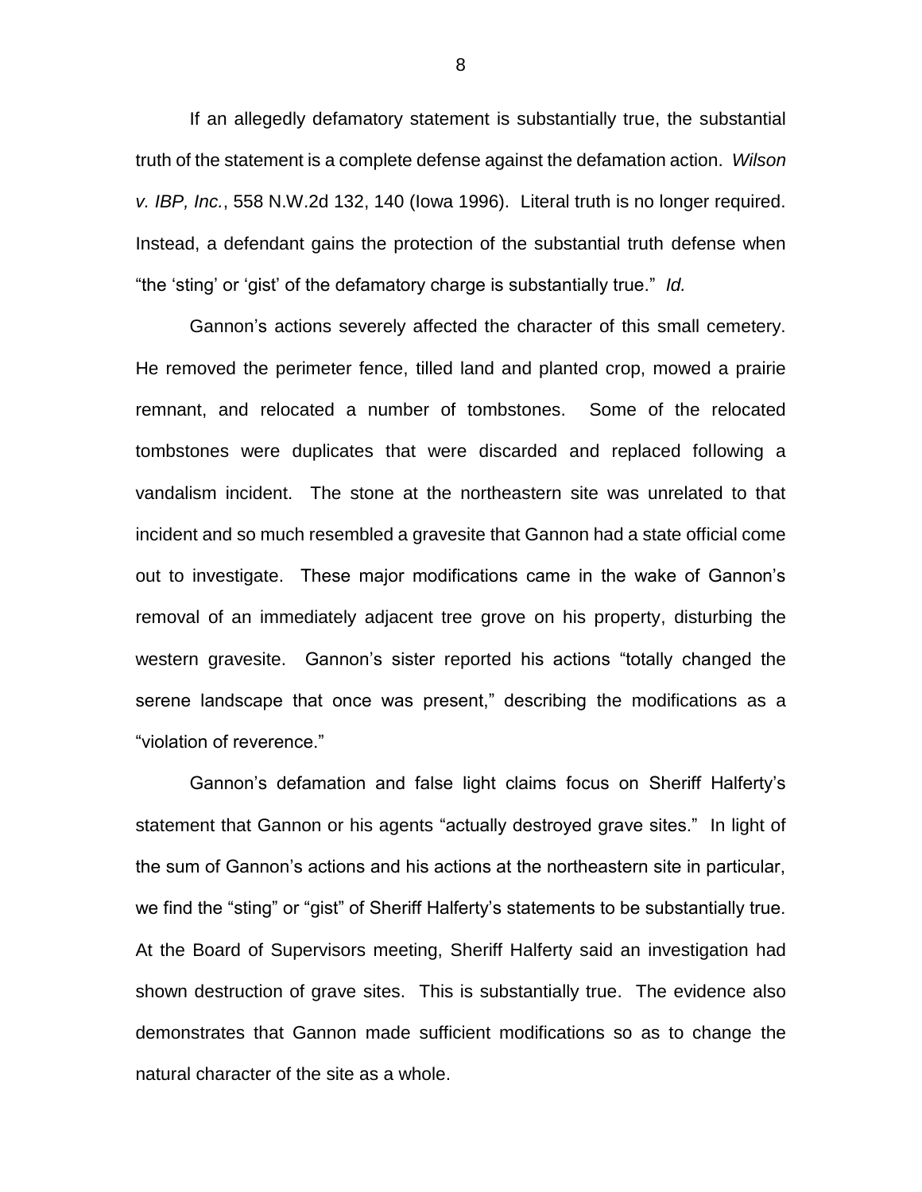If an allegedly defamatory statement is substantially true, the substantial truth of the statement is a complete defense against the defamation action. *Wilson v. IBP, Inc.*, 558 N.W.2d 132, 140 (Iowa 1996). Literal truth is no longer required. Instead, a defendant gains the protection of the substantial truth defense when "the 'sting' or 'gist' of the defamatory charge is substantially true." *Id.*

Gannon's actions severely affected the character of this small cemetery. He removed the perimeter fence, tilled land and planted crop, mowed a prairie remnant, and relocated a number of tombstones. Some of the relocated tombstones were duplicates that were discarded and replaced following a vandalism incident. The stone at the northeastern site was unrelated to that incident and so much resembled a gravesite that Gannon had a state official come out to investigate. These major modifications came in the wake of Gannon's removal of an immediately adjacent tree grove on his property, disturbing the western gravesite. Gannon's sister reported his actions "totally changed the serene landscape that once was present," describing the modifications as a "violation of reverence."

Gannon's defamation and false light claims focus on Sheriff Halferty's statement that Gannon or his agents "actually destroyed grave sites." In light of the sum of Gannon's actions and his actions at the northeastern site in particular, we find the "sting" or "gist" of Sheriff Halferty's statements to be substantially true. At the Board of Supervisors meeting, Sheriff Halferty said an investigation had shown destruction of grave sites. This is substantially true. The evidence also demonstrates that Gannon made sufficient modifications so as to change the natural character of the site as a whole.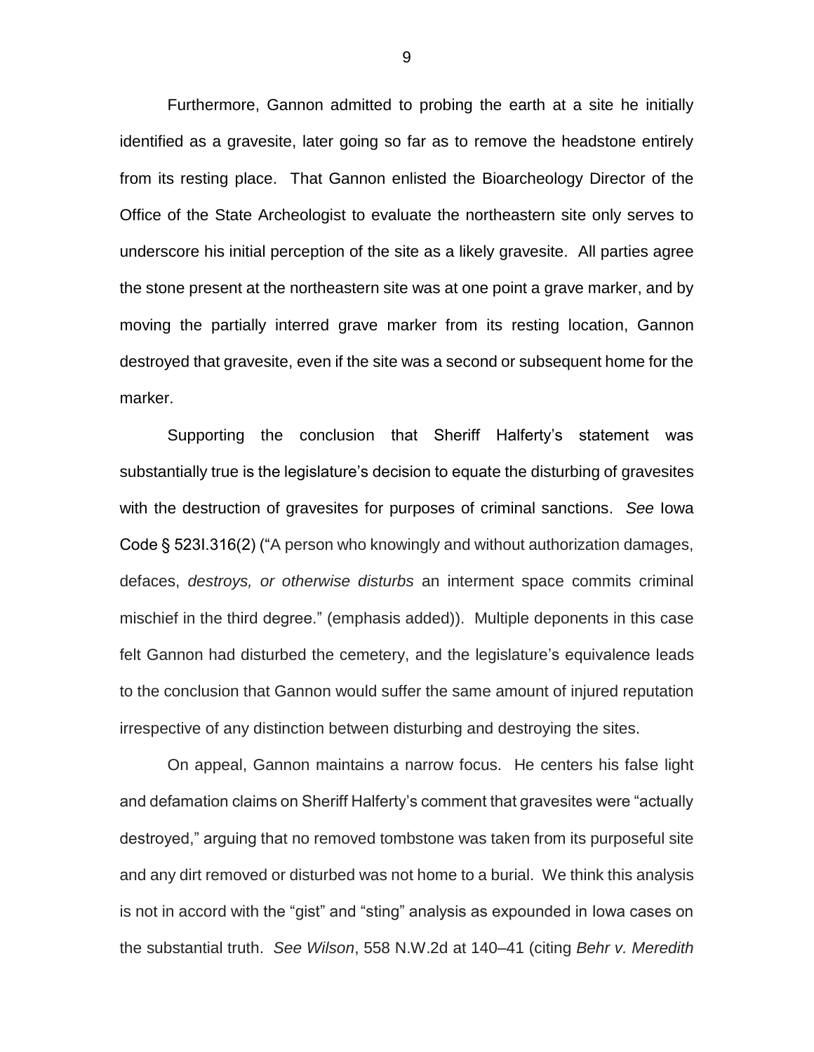Furthermore, Gannon admitted to probing the earth at a site he initially identified as a gravesite, later going so far as to remove the headstone entirely from its resting place. That Gannon enlisted the Bioarcheology Director of the Office of the State Archeologist to evaluate the northeastern site only serves to underscore his initial perception of the site as a likely gravesite. All parties agree the stone present at the northeastern site was at one point a grave marker, and by moving the partially interred grave marker from its resting location, Gannon destroyed that gravesite, even if the site was a second or subsequent home for the marker.

Supporting the conclusion that Sheriff Halferty's statement was substantially true is the legislature's decision to equate the disturbing of gravesites with the destruction of gravesites for purposes of criminal sanctions. *See* Iowa Code § 523I.316(2) ("A person who knowingly and without authorization damages, defaces, *destroys, or otherwise disturbs* an interment space commits criminal mischief in the third degree." (emphasis added)). Multiple deponents in this case felt Gannon had disturbed the cemetery, and the legislature's equivalence leads to the conclusion that Gannon would suffer the same amount of injured reputation irrespective of any distinction between disturbing and destroying the sites.

On appeal, Gannon maintains a narrow focus. He centers his false light and defamation claims on Sheriff Halferty's comment that gravesites were "actually destroyed," arguing that no removed tombstone was taken from its purposeful site and any dirt removed or disturbed was not home to a burial. We think this analysis is not in accord with the "gist" and "sting" analysis as expounded in Iowa cases on the substantial truth. *See Wilson*, 558 N.W.2d at 140–41 (citing *Behr v. Meredith*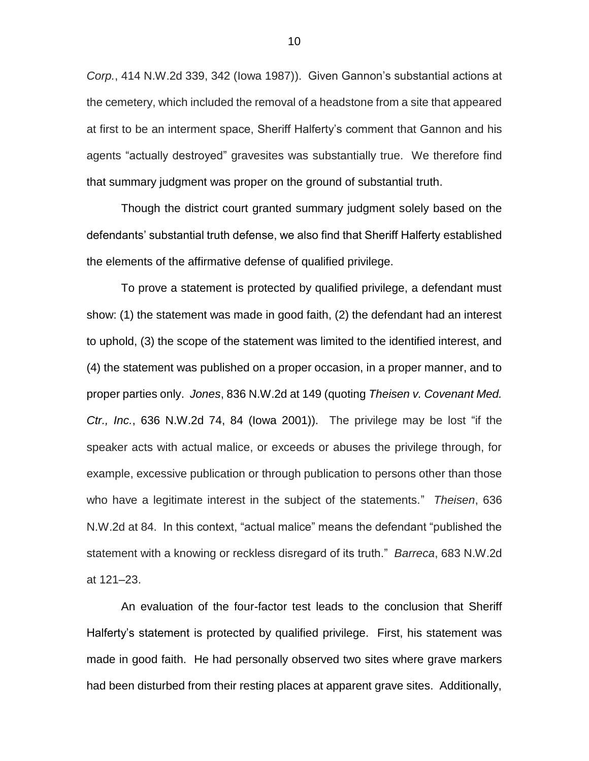*Corp.*, 414 N.W.2d 339, 342 (Iowa 1987)). Given Gannon's substantial actions at the cemetery, which included the removal of a headstone from a site that appeared at first to be an interment space, Sheriff Halferty's comment that Gannon and his agents "actually destroyed" gravesites was substantially true. We therefore find that summary judgment was proper on the ground of substantial truth.

Though the district court granted summary judgment solely based on the defendants' substantial truth defense, we also find that Sheriff Halferty established the elements of the affirmative defense of qualified privilege.

To prove a statement is protected by qualified privilege, a defendant must show: (1) the statement was made in good faith, (2) the defendant had an interest to uphold, (3) the scope of the statement was limited to the identified interest, and (4) the statement was published on a proper occasion, in a proper manner, and to proper parties only. *Jones*, 836 N.W.2d at 149 (quoting *Theisen v. Covenant Med. Ctr., Inc.*, 636 N.W.2d 74, 84 (Iowa 2001)). The privilege may be lost "if the speaker acts with actual malice, or exceeds or abuses the privilege through, for example, excessive publication or through publication to persons other than those who have a legitimate interest in the subject of the statements." *Theisen*, 636 N.W.2d at 84. In this context, "actual malice" means the defendant "published the statement with a knowing or reckless disregard of its truth." *Barreca*, 683 N.W.2d at 121–23.

An evaluation of the four-factor test leads to the conclusion that Sheriff Halferty's statement is protected by qualified privilege. First, his statement was made in good faith. He had personally observed two sites where grave markers had been disturbed from their resting places at apparent grave sites. Additionally,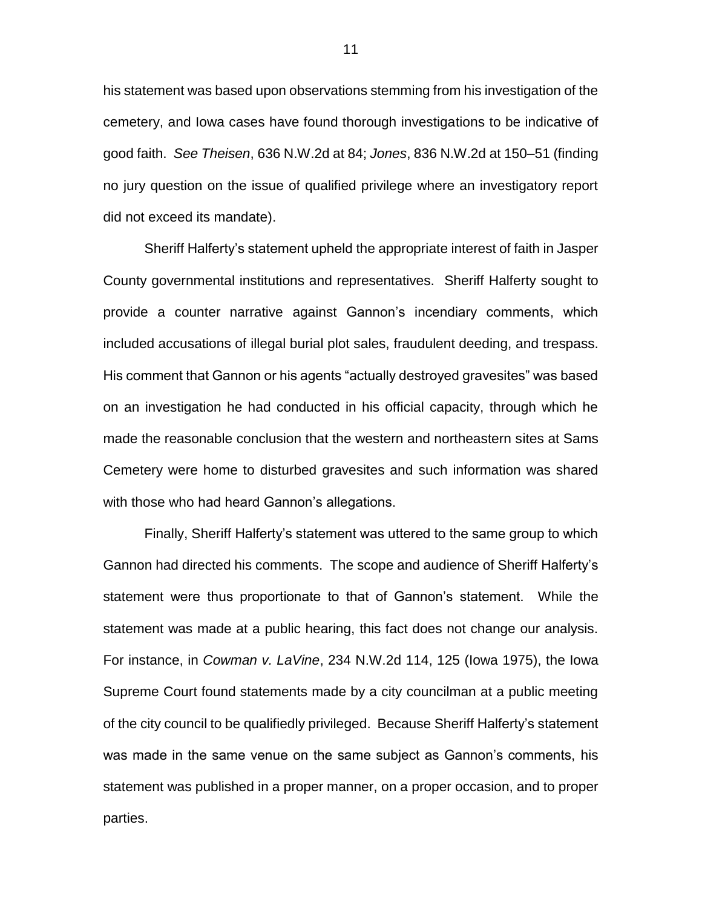his statement was based upon observations stemming from his investigation of the cemetery, and Iowa cases have found thorough investigations to be indicative of good faith. *See Theisen*, 636 N.W.2d at 84; *Jones*, 836 N.W.2d at 150–51 (finding no jury question on the issue of qualified privilege where an investigatory report did not exceed its mandate).

Sheriff Halferty's statement upheld the appropriate interest of faith in Jasper County governmental institutions and representatives. Sheriff Halferty sought to provide a counter narrative against Gannon's incendiary comments, which included accusations of illegal burial plot sales, fraudulent deeding, and trespass. His comment that Gannon or his agents "actually destroyed gravesites" was based on an investigation he had conducted in his official capacity, through which he made the reasonable conclusion that the western and northeastern sites at Sams Cemetery were home to disturbed gravesites and such information was shared with those who had heard Gannon's allegations.

Finally, Sheriff Halferty's statement was uttered to the same group to which Gannon had directed his comments. The scope and audience of Sheriff Halferty's statement were thus proportionate to that of Gannon's statement. While the statement was made at a public hearing, this fact does not change our analysis. For instance, in *Cowman v. LaVine*, 234 N.W.2d 114, 125 (Iowa 1975), the Iowa Supreme Court found statements made by a city councilman at a public meeting of the city council to be qualifiedly privileged. Because Sheriff Halferty's statement was made in the same venue on the same subject as Gannon's comments, his statement was published in a proper manner, on a proper occasion, and to proper parties.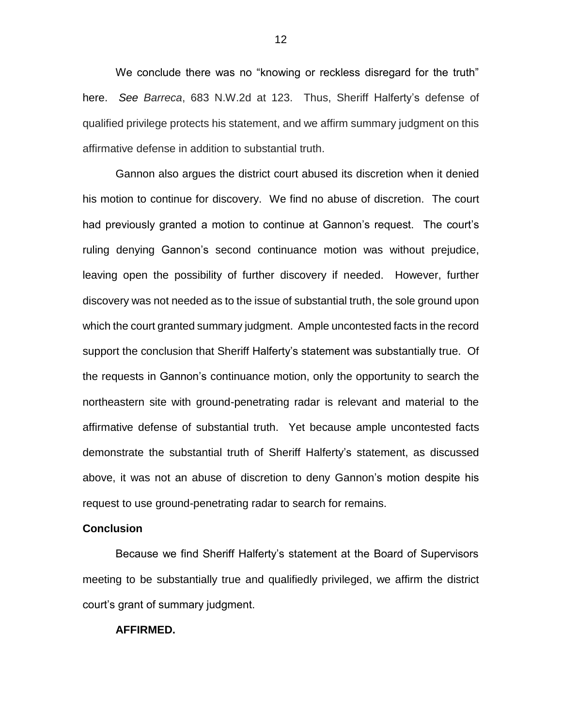We conclude there was no "knowing or reckless disregard for the truth" here. *See Barreca*, 683 N.W.2d at 123. Thus, Sheriff Halferty's defense of qualified privilege protects his statement, and we affirm summary judgment on this affirmative defense in addition to substantial truth.

Gannon also argues the district court abused its discretion when it denied his motion to continue for discovery. We find no abuse of discretion. The court had previously granted a motion to continue at Gannon's request. The court's ruling denying Gannon's second continuance motion was without prejudice, leaving open the possibility of further discovery if needed. However, further discovery was not needed as to the issue of substantial truth, the sole ground upon which the court granted summary judgment. Ample uncontested facts in the record support the conclusion that Sheriff Halferty's statement was substantially true. Of the requests in Gannon's continuance motion, only the opportunity to search the northeastern site with ground-penetrating radar is relevant and material to the affirmative defense of substantial truth. Yet because ample uncontested facts demonstrate the substantial truth of Sheriff Halferty's statement, as discussed above, it was not an abuse of discretion to deny Gannon's motion despite his request to use ground-penetrating radar to search for remains.

**Conclusion**

Because we find Sheriff Halferty's statement at the Board of Supervisors meeting to be substantially true and qualifiedly privileged, we affirm the district court's grant of summary judgment.

**AFFIRMED.**